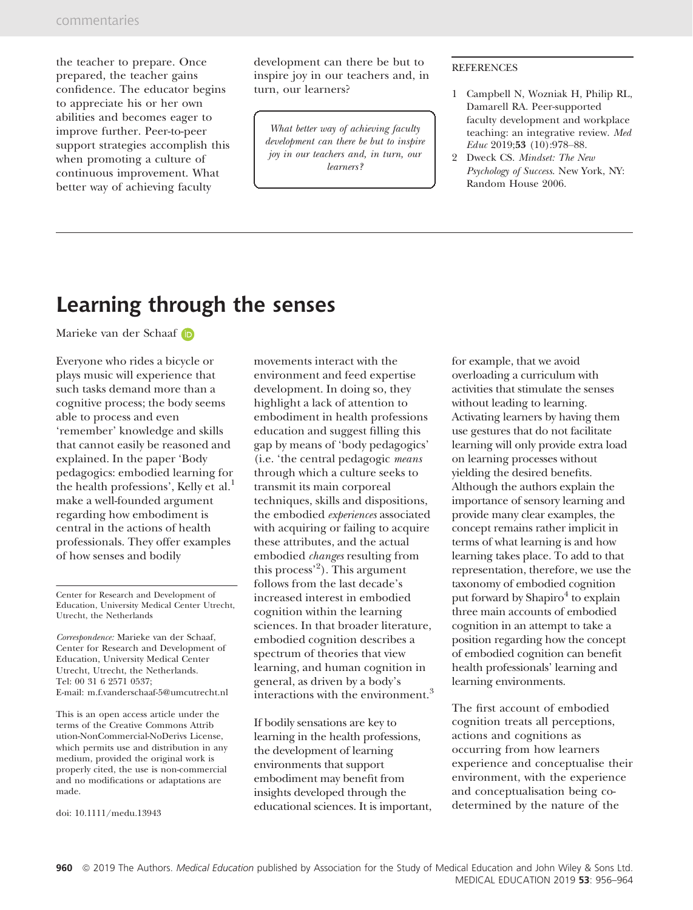the teacher to prepare. Once prepared, the teacher gains confidence. The educator begins to appreciate his or her own abilities and becomes eager to improve further. Peer-to-peer support strategies accomplish this when promoting a culture of continuous improvement. What better way of achieving faculty development can there be but to inspire joy in our teachers and, in turn, our learners?

> *What better way of achieving faculty development can there be but to inspire joy in our teachers and, in turn, our learners?*

REFERENCES

1. Campbell N, Wozniak H, Philip RL, Damarell RA. Peer-supported faculty development and workplace teaching: an integrative review. *Med Educ* 2019;**53** (10):978–88.
2. Dweck CS. *Mindset: The New Psychology of Success*. New York, NY: Random House 2006.

# Learning through the senses

Marieke van der Schaaf

Everyone who rides a bicycle or plays music will experience that such tasks demand more than a cognitive process; the body seems able to process and even 'remember' knowledge and skills that cannot easily be reasoned and explained. In the paper 'Body pedagogics: embodied learning for the health professions', Kelly et al.[1] make a well-founded argument regarding how embodiment is central in the actions of health professionals. They offer examples of how senses and bodily movements interact with the environment and feed expertise development. In doing so, they highlight a lack of attention to embodiment in health professions education and suggest filling this gap by means of 'body pedagogics' (i.e. 'the central pedagogic *means* through which a culture seeks to transmit its main corporeal techniques, skills and dispositions, the embodied *experiences* associated with acquiring or failing to acquire these attributes, and the actual embodied *changes* resulting from this process'[2]). This argument follows from the last decade's increased interest in embodied cognition within the learning sciences. In that broader literature, embodied cognition describes a spectrum of theories that view learning, and human cognition in general, as driven by a body's interactions with the environment.[3]

If bodily sensations are key to learning in the health professions, the development of learning environments that support embodiment may benefit from insights developed through the educational sciences. It is important, for example, that we avoid overloading a curriculum with activities that stimulate the senses without leading to learning. Activating learners by having them use gestures that do not facilitate learning will only provide extra load on learning processes without yielding the desired benefits. Although the authors explain the importance of sensory learning and provide many clear examples, the concept remains rather implicit in terms of what learning is and how learning takes place. To add to that representation, therefore, we use the taxonomy of embodied cognition put forward by Shapiro[4] to explain three main accounts of embodied cognition in an attempt to take a position regarding how the concept of embodied cognition can benefit health professionals' learning and learning environments.

The first account of embodied cognition treats all perceptions, actions and cognitions as occurring from how learners experience and conceptualise their environment, with the experience and conceptualisation being co-determined by the nature of the

Center for Research and Development of Education, University Medical Center Utrecht, Utrecht, the Netherlands

*Correspondence:* Marieke van der Schaaf, Center for Research and Development of Education, University Medical Center Utrecht, Utrecht, the Netherlands. Tel: 00 31 6 2571 0537; E-mail: m.f.vanderschaaf-5@umcutrecht.nl

This is an open access article under the terms of the Creative Commons Attribution-NonCommercial-NoDerivs License, which permits use and distribution in any medium, provided the original work is properly cited, the use is non-commercial and no modifications or adaptations are made.

doi: 10.1111/medu.13943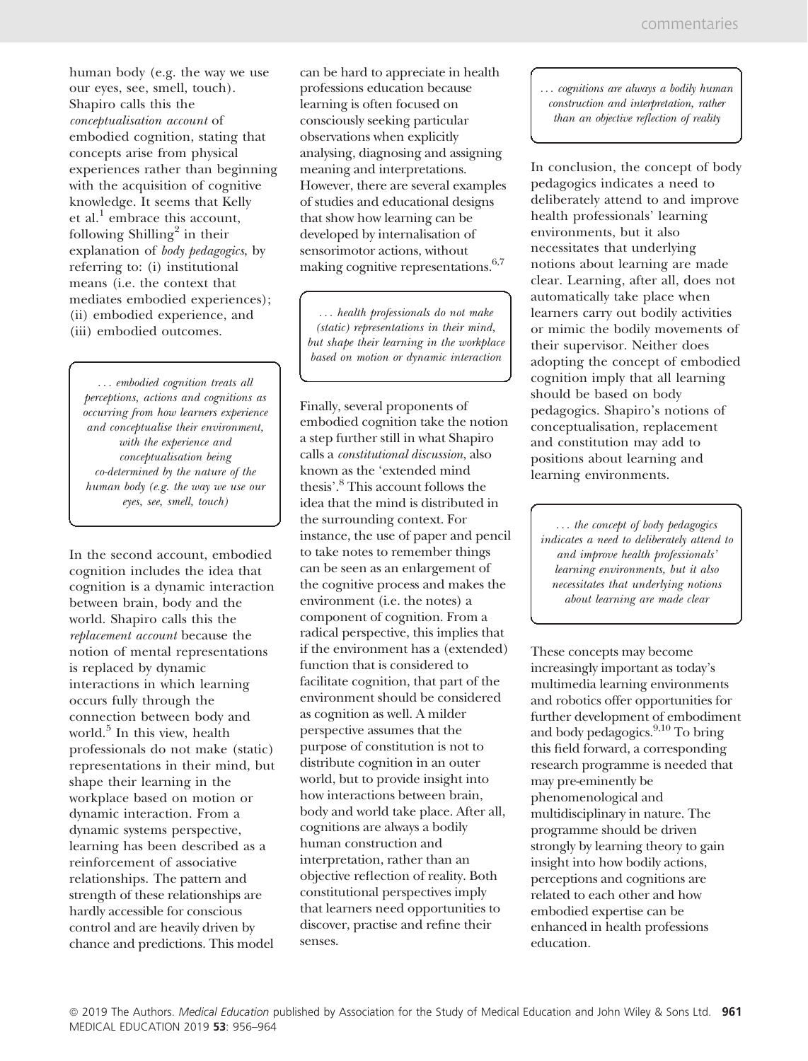human body (e.g. the way we use our eyes, see, smell, touch). Shapiro calls this the *conceptualisation account* of embodied cognition, stating that concepts arise from physical experiences rather than beginning with the acquisition of cognitive knowledge. It seems that Kelly et al.[1] embrace this account, following Shilling[2] in their explanation of *body pedagogics*, by referring to: (i) institutional means (i.e. the context that mediates embodied experiences); (ii) embodied experience, and (iii) embodied outcomes.

> *... embodied cognition treats all perceptions, actions and cognitions as occurring from how learners experience and conceptualise their environment, with the experience and conceptualisation being co-determined by the nature of the human body (e.g. the way we use our eyes, see, smell, touch)*

In the second account, embodied cognition includes the idea that cognition is a dynamic interaction between brain, body and the world. Shapiro calls this the *replacement account* because the notion of mental representations is replaced by dynamic interactions in which learning occurs fully through the connection between body and world.[5] In this view, health professionals do not make (static) representations in their mind, but shape their learning in the workplace based on motion or dynamic interaction. From a dynamic systems perspective, learning has been described as a reinforcement of associative relationships. The pattern and strength of these relationships are hardly accessible for conscious control and are heavily driven by chance and predictions. This model can be hard to appreciate in health professions education because learning is often focused on consciously seeking particular observations when explicitly analysing, diagnosing and assigning meaning and interpretations. However, there are several examples of studies and educational designs that show how learning can be developed by internalisation of sensorimotor actions, without making cognitive representations.[6,7]

> *... health professionals do not make (static) representations in their mind, but shape their learning in the workplace based on motion or dynamic interaction*

Finally, several proponents of embodied cognition take the notion a step further still in what Shapiro calls a *constitutional discussion*, also known as the 'extended mind thesis'.[8] This account follows the idea that the mind is distributed in the surrounding context. For instance, the use of paper and pencil to take notes to remember things can be seen as an enlargement of the cognitive process and makes the environment (i.e. the notes) a component of cognition. From a radical perspective, this implies that if the environment has a (extended) function that is considered to facilitate cognition, that part of the environment should be considered as cognition as well. A milder perspective assumes that the purpose of constitution is not to distribute cognition in an outer world, but to provide insight into how interactions between brain, body and world take place. After all, cognitions are always a bodily human construction and interpretation, rather than an objective reflection of reality. Both constitutional perspectives imply that learners need opportunities to discover, practise and refine their senses.

> *... cognitions are always a bodily human construction and interpretation, rather than an objective reflection of reality*

In conclusion, the concept of body pedagogics indicates a need to deliberately attend to and improve health professionals' learning environments, but it also necessitates that underlying notions about learning are made clear. Learning, after all, does not automatically take place when learners carry out bodily activities or mimic the bodily movements of their supervisor. Neither does adopting the concept of embodied cognition imply that all learning should be based on body pedagogics. Shapiro's notions of conceptualisation, replacement and constitution may add to positions about learning and learning environments.

> *... the concept of body pedagogics indicates a need to deliberately attend to and improve health professionals' learning environments, but it also necessitates that underlying notions about learning are made clear*

These concepts may become increasingly important as today's multimedia learning environments and robotics offer opportunities for further development of embodiment and body pedagogics.[9,10] To bring this field forward, a corresponding research programme is needed that may pre-eminently be phenomenological and multidisciplinary in nature. The programme should be driven strongly by learning theory to gain insight into how bodily actions, perceptions and cognitions are related to each other and how embodied expertise can be enhanced in health professions education.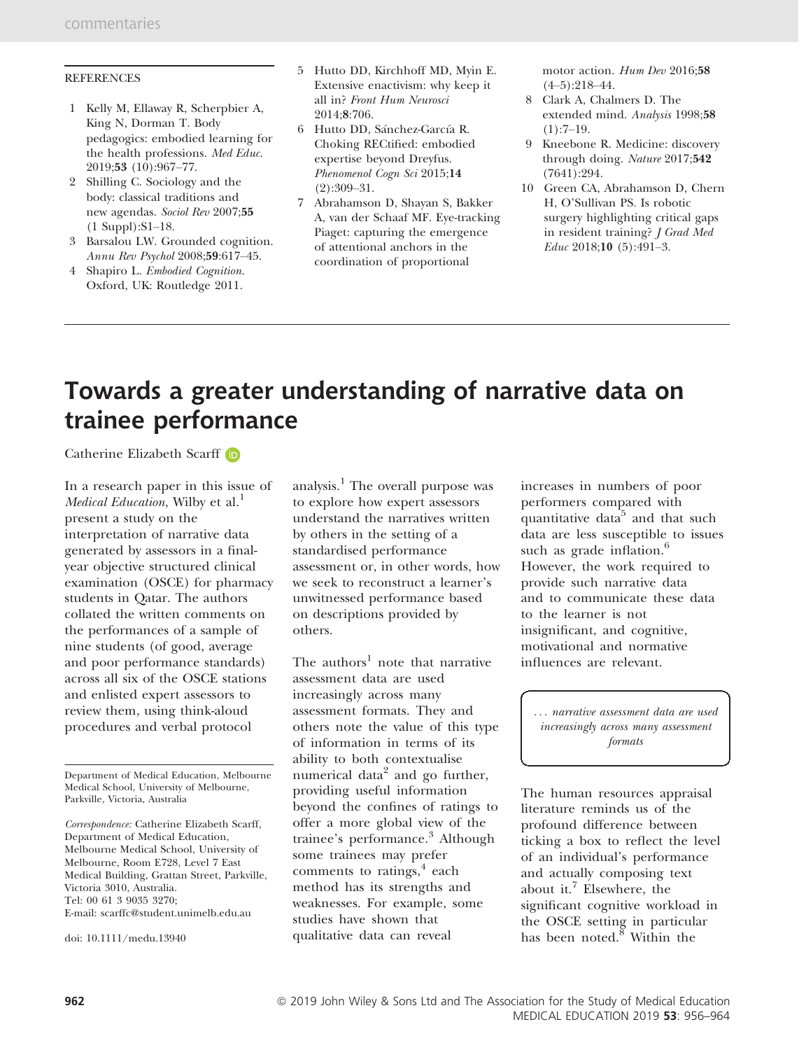## REFERENCES

1. Kelly M, Ellaway R, Scherpbier A, King N, Dorman T. Body pedagogics: embodied learning for the health professions. *Med Educ.* 2019;**53** (10):967–77.
2. Shilling C. Sociology and the body: classical traditions and new agendas. *Sociol Rev* 2007;**55** (1 Suppl):S1–18.
3. Barsalou LW. Grounded cognition. *Annu Rev Psychol* 2008;**59**:617–45.
4. Shapiro L. *Embodied Cognition.* Oxford, UK: Routledge 2011.
5. Hutto DD, Kirchhoff MD, Myin E. Extensive enactivism: why keep it all in? *Front Hum Neurosci* 2014;**8**:706.
6. Hutto DD, Sánchez-García R. Choking RECtified: embodied expertise beyond Dreyfus. *Phenomenol Cogn Sci* 2015;**14** (2):309–31.
7. Abrahamson D, Shayan S, Bakker A, van der Schaaf MF. Eye-tracking Piaget: capturing the emergence of attentional anchors in the coordination of proportional motor action. *Hum Dev* 2016;**58** (4–5):218–44.
8. Clark A, Chalmers D. The extended mind. *Analysis* 1998;**58** (1):7–19.
9. Kneebone R. Medicine: discovery through doing. *Nature* 2017;**542** (7641):294.
10. Green CA, Abrahamson D, Chern H, O'Sullivan PS. Is robotic surgery highlighting critical gaps in resident training? *J Grad Med Educ* 2018;**10** (5):491–3.

# Towards a greater understanding of narrative data on trainee performance

Catherine Elizabeth Scarff

Department of Medical Education, Melbourne Medical School, University of Melbourne, Parkville, Victoria, Australia

*Correspondence:* Catherine Elizabeth Scarff, Department of Medical Education, Melbourne Medical School, University of Melbourne, Room E728, Level 7 East Medical Building, Grattan Street, Parkville, Victoria 3010, Australia.
Tel: 00 61 3 9035 3270;
E-mail: scarffc@student.unimelb.edu.au

doi: 10.1111/medu.13940

In a research paper in this issue of *Medical Education*, Wilby et al.[1] present a study on the interpretation of narrative data generated by assessors in a final-year objective structured clinical examination (OSCE) for pharmacy students in Qatar. The authors collated the written comments on the performances of a sample of nine students (of good, average and poor performance standards) across all six of the OSCE stations and enlisted expert assessors to review them, using think-aloud procedures and verbal protocol analysis.[1] The overall purpose was to explore how expert assessors understand the narratives written by others in the setting of a standardised performance assessment or, in other words, how we seek to reconstruct a learner's unwitnessed performance based on descriptions provided by others.

The authors[1] note that narrative assessment data are used increasingly across many assessment formats. They and others note the value of this type of information in terms of its ability to both contextualise numerical data[2] and go further, providing useful information beyond the confines of ratings to offer a more global view of the trainee's performance.[3] Although some trainees may prefer comments to ratings,[4] each method has its strengths and weaknesses. For example, some studies have shown that qualitative data can reveal increases in numbers of poor performers compared with quantitative data[5] and that such data are less susceptible to issues such as grade inflation.[6] However, the work required to provide such narrative data and to communicate these data to the learner is not insignificant, and cognitive, motivational and normative influences are relevant.

*... narrative assessment data are used increasingly across many assessment formats*

The human resources appraisal literature reminds us of the profound difference between ticking a box to reflect the level of an individual's performance and actually composing text about it.[7] Elsewhere, the significant cognitive workload in the OSCE setting in particular has been noted.[8] Within the